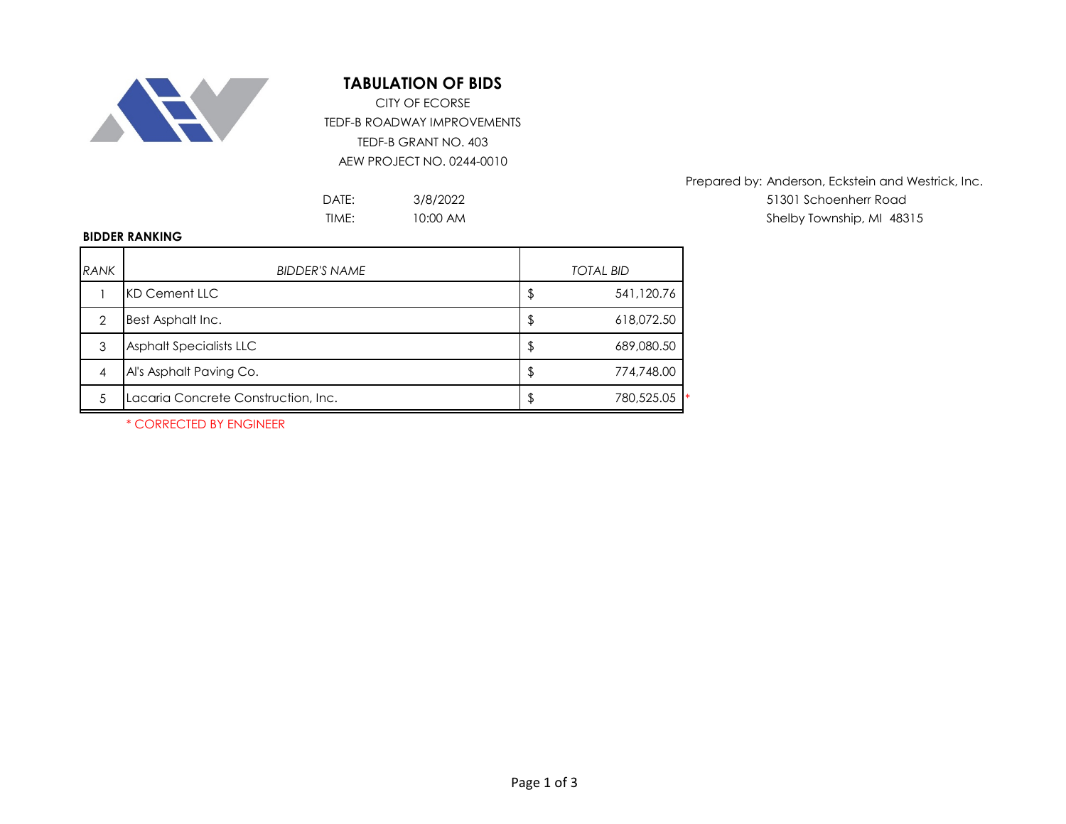# TABULATION OF BIDS

CITY OF ECORSE
TEDF-B ROADWAY IMPROVEMENTS
TEDF-B GRANT NO. 403
AEW PROJECT NO. 0244-0010

DATE: 3/8/2022
TIME: 10:00 AM

Prepared by: Anderson, Eckstein and Westrick, Inc.
51301 Schoenherr Road
Shelby Township, MI 48315

**BIDDER RANKING**

| *RANK* | *BIDDER'S NAME* | *TOTAL BID* |
|---|---|---|
| 1 | KD Cement LLC | $ 541,120.76 |
| 2 | Best Asphalt Inc. | $ 618,072.50 |
| 3 | Asphalt Specialists LLC | $ 689,080.50 |
| 4 | Al's Asphalt Paving Co. | $ 774,748.00 |
| 5 | Lacaria Concrete Construction, Inc. | $ 780,525.05 * |

* CORRECTED BY ENGINEER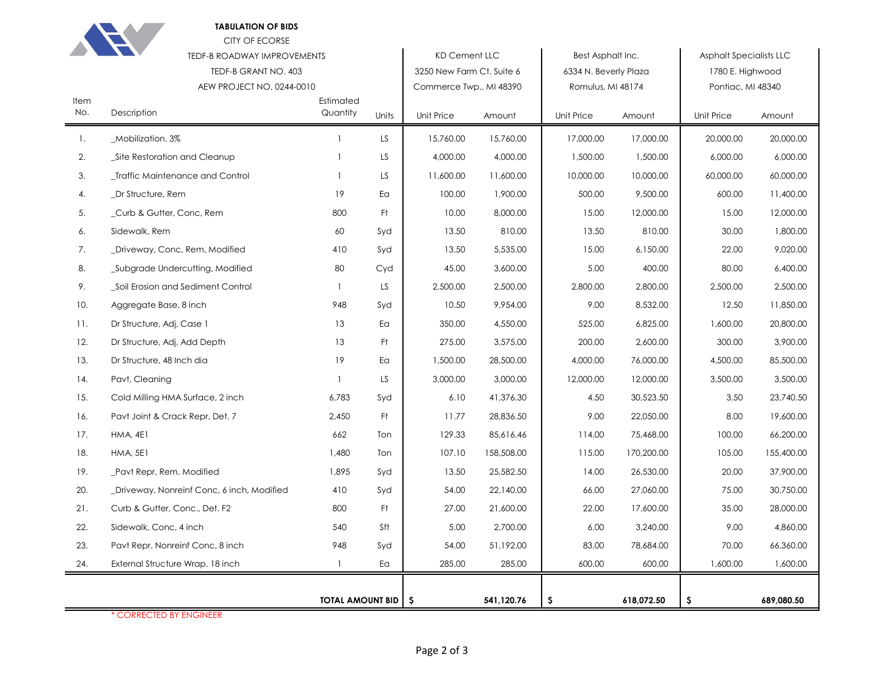**TABULATION OF BIDS**

CITY OF ECORSE

TEDF-B ROADWAY IMPROVEMENTS

TEDF-B GRANT NO. 403

AEW PROJECT NO. 0244-0010

| Item No. | Description | Estimated Quantity | Units | KD Cement LLC<br>3250 New Farm Ct. Suite 6<br>Commerce Twp., MI 48390 | | Best Asphalt Inc.<br>6334 N. Beverly Plaza<br>Romulus, MI 48174 | | Asphalt Specialists LLC<br>1780 E. Highwood<br>Pontiac, MI 48340 | |
|---|---|---|---|---|---|---|---|---|---|
| | | | | Unit Price | Amount | Unit Price | Amount | Unit Price | Amount |
| 1. | _Mobilization, 3% | 1 | LS | 15,760.00 | 15,760.00 | 17,000.00 | 17,000.00 | 20,000.00 | 20,000.00 |
| 2. | _Site Restoration and Cleanup | 1 | LS | 4,000.00 | 4,000.00 | 1,500.00 | 1,500.00 | 6,000.00 | 6,000.00 |
| 3. | _Traffic Maintenance and Control | 1 | LS | 11,600.00 | 11,600.00 | 10,000.00 | 10,000.00 | 60,000.00 | 60,000.00 |
| 4. | _Dr Structure, Rem | 19 | Ea | 100.00 | 1,900.00 | 500.00 | 9,500.00 | 600.00 | 11,400.00 |
| 5. | _Curb & Gutter, Conc, Rem | 800 | Ft | 10.00 | 8,000.00 | 15.00 | 12,000.00 | 15.00 | 12,000.00 |
| 6. | Sidewalk, Rem | 60 | Syd | 13.50 | 810.00 | 13.50 | 810.00 | 30.00 | 1,800.00 |
| 7. | _Driveway, Conc, Rem, Modified | 410 | Syd | 13.50 | 5,535.00 | 15.00 | 6,150.00 | 22.00 | 9,020.00 |
| 8. | _Subgrade Undercutting, Modified | 80 | Cyd | 45.00 | 3,600.00 | 5.00 | 400.00 | 80.00 | 6,400.00 |
| 9. | _Soil Erosion and Sediment Control | 1 | LS | 2,500.00 | 2,500.00 | 2,800.00 | 2,800.00 | 2,500.00 | 2,500.00 |
| 10. | Aggregate Base, 8 inch | 948 | Syd | 10.50 | 9,954.00 | 9.00 | 8,532.00 | 12.50 | 11,850.00 |
| 11. | Dr Structure, Adj, Case 1 | 13 | Ea | 350.00 | 4,550.00 | 525.00 | 6,825.00 | 1,600.00 | 20,800.00 |
| 12. | Dr Structure, Adj, Add Depth | 13 | Ft | 275.00 | 3,575.00 | 200.00 | 2,600.00 | 300.00 | 3,900.00 |
| 13. | Dr Structure, 48 Inch dia | 19 | Ea | 1,500.00 | 28,500.00 | 4,000.00 | 76,000.00 | 4,500.00 | 85,500.00 |
| 14. | Pavt, Cleaning | 1 | LS | 3,000.00 | 3,000.00 | 12,000.00 | 12,000.00 | 3,500.00 | 3,500.00 |
| 15. | Cold Milling HMA Surface, 2 inch | 6,783 | Syd | 6.10 | 41,376.30 | 4.50 | 30,523.50 | 3.50 | 23,740.50 |
| 16. | Pavt Joint & Crack Repr, Det. 7 | 2,450 | Ft | 11.77 | 28,836.50 | 9.00 | 22,050.00 | 8.00 | 19,600.00 |
| 17. | HMA, 4E1 | 662 | Ton | 129.33 | 85,616.46 | 114.00 | 75,468.00 | 100.00 | 66,200.00 |
| 18. | HMA, 5E1 | 1,480 | Ton | 107.10 | 158,508.00 | 115.00 | 170,200.00 | 105.00 | 155,400.00 |
| 19. | _Pavt Repr, Rem, Modified | 1,895 | Syd | 13.50 | 25,582.50 | 14.00 | 26,530.00 | 20.00 | 37,900.00 |
| 20. | _Driveway, Nonreinf Conc, 6 inch, Modified | 410 | Syd | 54.00 | 22,140.00 | 66.00 | 27,060.00 | 75.00 | 30,750.00 |
| 21. | Curb & Gutter, Conc., Det. F2 | 800 | Ft | 27.00 | 21,600.00 | 22.00 | 17,600.00 | 35.00 | 28,000.00 |
| 22. | Sidewalk, Conc, 4 inch | 540 | Sft | 5.00 | 2,700.00 | 6.00 | 3,240.00 | 9.00 | 4,860.00 |
| 23. | Pavt Repr, Nonreinf Conc, 8 inch | 948 | Syd | 54.00 | 51,192.00 | 83.00 | 78,684.00 | 70.00 | 66,360.00 |
| 24. | External Structure Wrap. 18 inch | 1 | Ea | 285.00 | 285.00 | 600.00 | 600.00 | 1,600.00 | 1,600.00 |
| | **TOTAL AMOUNT BID** | | | **$** | **541,120.76** | **$** | **618,072.50** | **$** | **689,080.50** |

* CORRECTED BY ENGINEER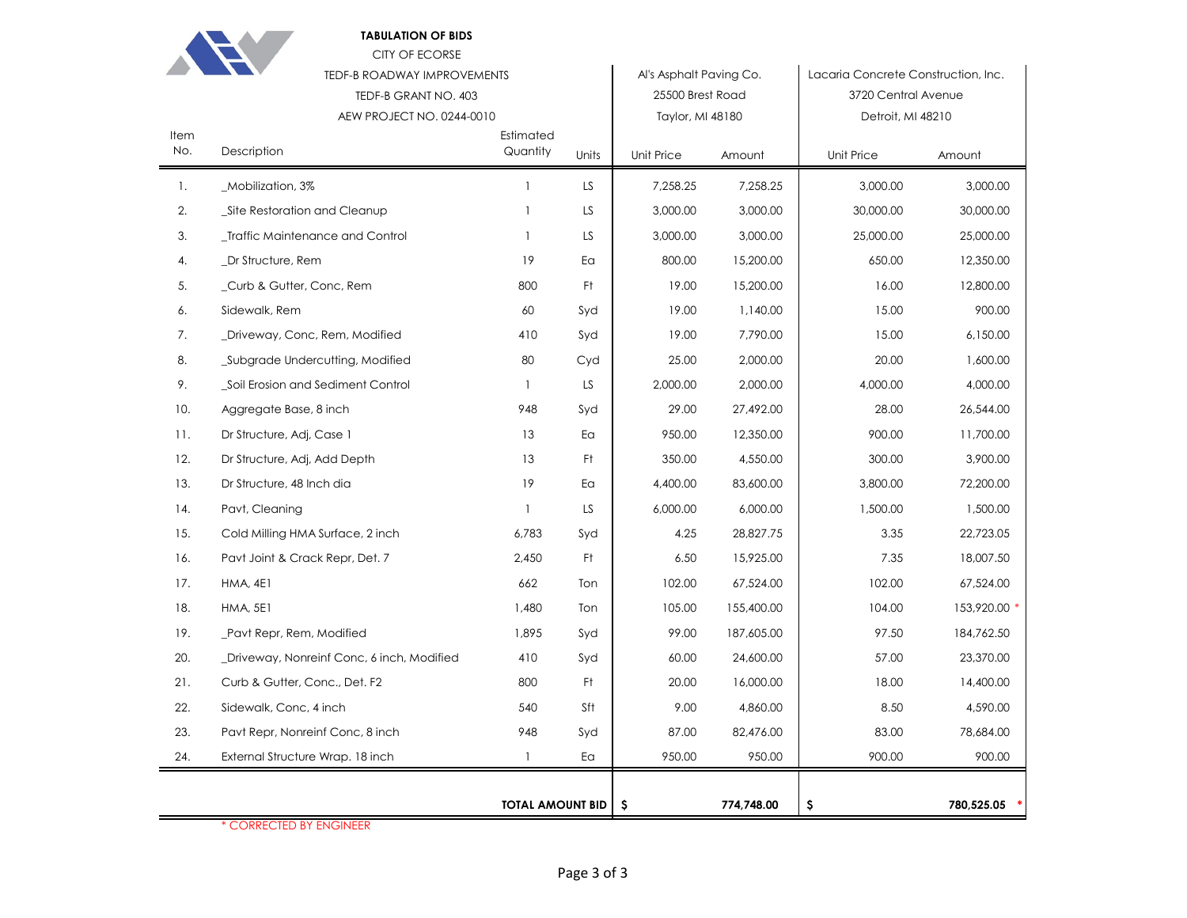**TABULATION OF BIDS**

CITY OF ECORSE

TEDF-B ROADWAY IMPROVEMENTS

TEDF-B GRANT NO. 403

AEW PROJECT NO. 0244-0010

| | | | | Al's Asphalt Paving Co. 25500 Brest Road Taylor, MI 48180 | | Lacaria Concrete Construction, Inc. 3720 Central Avenue Detroit, MI 48210 | |
|---|---|---|---|---|---|---|---|
| Item No. | Description | Estimated Quantity | Units | Unit Price | Amount | Unit Price | Amount |
| 1. | _Mobilization, 3% | 1 | LS | 7,258.25 | 7,258.25 | 3,000.00 | 3,000.00 |
| 2. | _Site Restoration and Cleanup | 1 | LS | 3,000.00 | 3,000.00 | 30,000.00 | 30,000.00 |
| 3. | _Traffic Maintenance and Control | 1 | LS | 3,000.00 | 3,000.00 | 25,000.00 | 25,000.00 |
| 4. | _Dr Structure, Rem | 19 | Ea | 800.00 | 15,200.00 | 650.00 | 12,350.00 |
| 5. | _Curb & Gutter, Conc, Rem | 800 | Ft | 19.00 | 15,200.00 | 16.00 | 12,800.00 |
| 6. | Sidewalk, Rem | 60 | Syd | 19.00 | 1,140.00 | 15.00 | 900.00 |
| 7. | _Driveway, Conc, Rem, Modified | 410 | Syd | 19.00 | 7,790.00 | 15.00 | 6,150.00 |
| 8. | _Subgrade Undercutting, Modified | 80 | Cyd | 25.00 | 2,000.00 | 20.00 | 1,600.00 |
| 9. | _Soil Erosion and Sediment Control | 1 | LS | 2,000.00 | 2,000.00 | 4,000.00 | 4,000.00 |
| 10. | Aggregate Base, 8 inch | 948 | Syd | 29.00 | 27,492.00 | 28.00 | 26,544.00 |
| 11. | Dr Structure, Adj, Case 1 | 13 | Ea | 950.00 | 12,350.00 | 900.00 | 11,700.00 |
| 12. | Dr Structure, Adj, Add Depth | 13 | Ft | 350.00 | 4,550.00 | 300.00 | 3,900.00 |
| 13. | Dr Structure, 48 Inch dia | 19 | Ea | 4,400.00 | 83,600.00 | 3,800.00 | 72,200.00 |
| 14. | Pavt, Cleaning | 1 | LS | 6,000.00 | 6,000.00 | 1,500.00 | 1,500.00 |
| 15. | Cold Milling HMA Surface, 2 inch | 6,783 | Syd | 4.25 | 28,827.75 | 3.35 | 22,723.05 |
| 16. | Pavt Joint & Crack Repr, Det. 7 | 2,450 | Ft | 6.50 | 15,925.00 | 7.35 | 18,007.50 |
| 17. | HMA, 4E1 | 662 | Ton | 102.00 | 67,524.00 | 102.00 | 67,524.00 |
| 18. | HMA, 5E1 | 1,480 | Ton | 105.00 | 155,400.00 | 104.00 | 153,920.00 * |
| 19. | _Pavt Repr, Rem, Modified | 1,895 | Syd | 99.00 | 187,605.00 | 97.50 | 184,762.50 |
| 20. | _Driveway, Nonreinf Conc, 6 inch, Modified | 410 | Syd | 60.00 | 24,600.00 | 57.00 | 23,370.00 |
| 21. | Curb & Gutter, Conc., Det. F2 | 800 | Ft | 20.00 | 16,000.00 | 18.00 | 14,400.00 |
| 22. | Sidewalk, Conc, 4 inch | 540 | Sft | 9.00 | 4,860.00 | 8.50 | 4,590.00 |
| 23. | Pavt Repr, Nonreinf Conc, 8 inch | 948 | Syd | 87.00 | 82,476.00 | 83.00 | 78,684.00 |
| 24. | External Structure Wrap. 18 inch | 1 | Ea | 950.00 | 950.00 | 900.00 | 900.00 |
| | | | **TOTAL AMOUNT BID** | **$** | **774,748.00** | **$** | **780,525.05** * |

\* CORRECTED BY ENGINEER